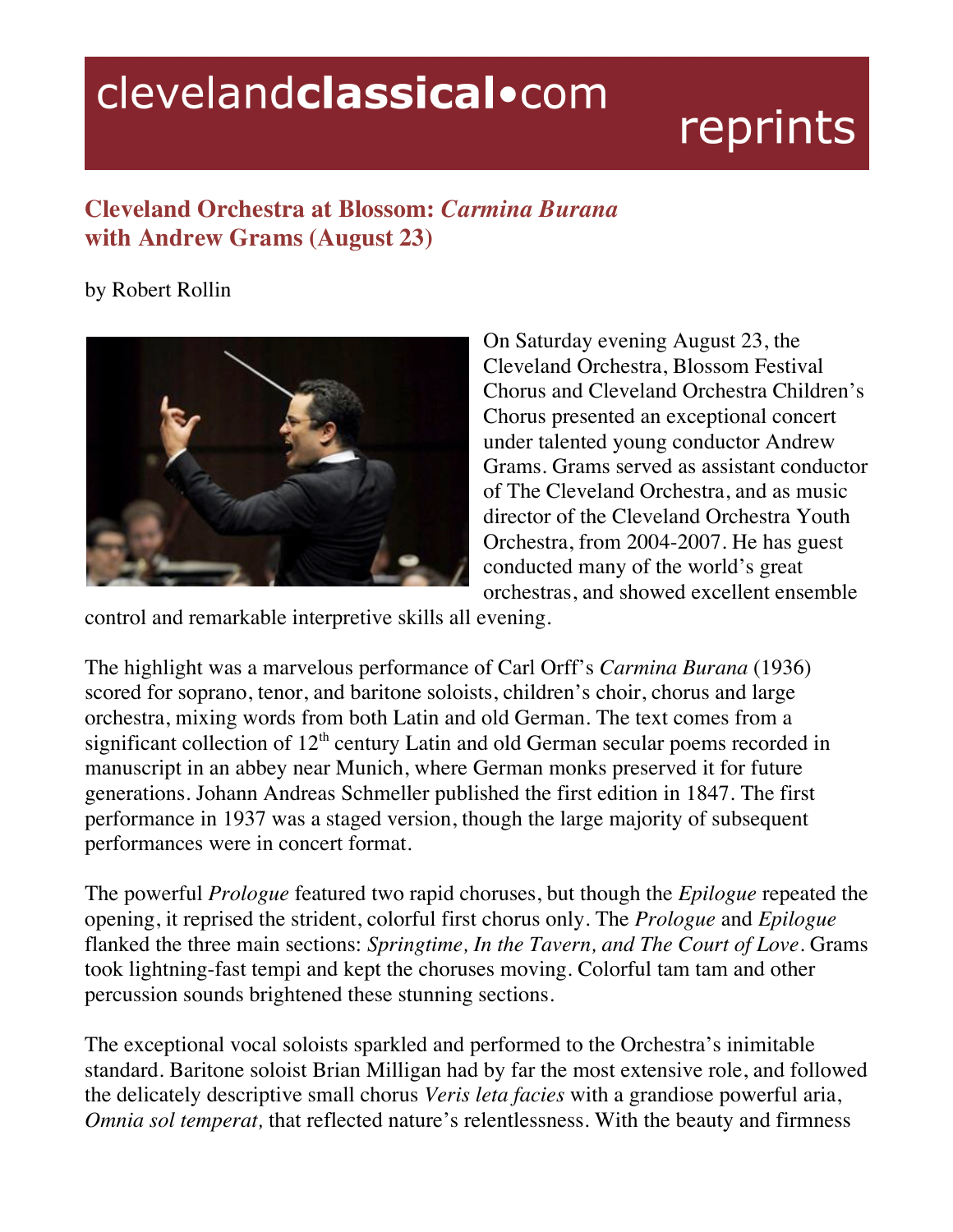clevelandclassical•com reprints

## Cleveland Orchestra at Blossom: *Carmina Burana* with Andrew Grams (August 23)

by Robert Rollin

On Saturday evening August 23, the Cleveland Orchestra, Blossom Festival Chorus and Cleveland Orchestra Children's Chorus presented an exceptional concert under talented young conductor Andrew Grams. Grams served as assistant conductor of The Cleveland Orchestra, and as music director of the Cleveland Orchestra Youth Orchestra, from 2004-2007. He has guest conducted many of the world's great orchestras, and showed excellent ensemble control and remarkable interpretive skills all evening.

The highlight was a marvelous performance of Carl Orff's *Carmina Burana* (1936) scored for soprano, tenor, and baritone soloists, children's choir, chorus and large orchestra, mixing words from both Latin and old German. The text comes from a significant collection of 12th century Latin and old German secular poems recorded in manuscript in an abbey near Munich, where German monks preserved it for future generations. Johann Andreas Schmeller published the first edition in 1847. The first performance in 1937 was a staged version, though the large majority of subsequent performances were in concert format.

The powerful *Prologue* featured two rapid choruses, but though the *Epilogue* repeated the opening, it reprised the strident, colorful first chorus only. The *Prologue* and *Epilogue* flanked the three main sections: *Springtime, In the Tavern, and The Court of Love*. Grams took lightning-fast tempi and kept the choruses moving. Colorful tam tam and other percussion sounds brightened these stunning sections.

The exceptional vocal soloists sparkled and performed to the Orchestra's inimitable standard. Baritone soloist Brian Milligan had by far the most extensive role, and followed the delicately descriptive small chorus *Veris leta facies* with a grandiose powerful aria, *Omnia sol temperat,* that reflected nature's relentlessness. With the beauty and firmness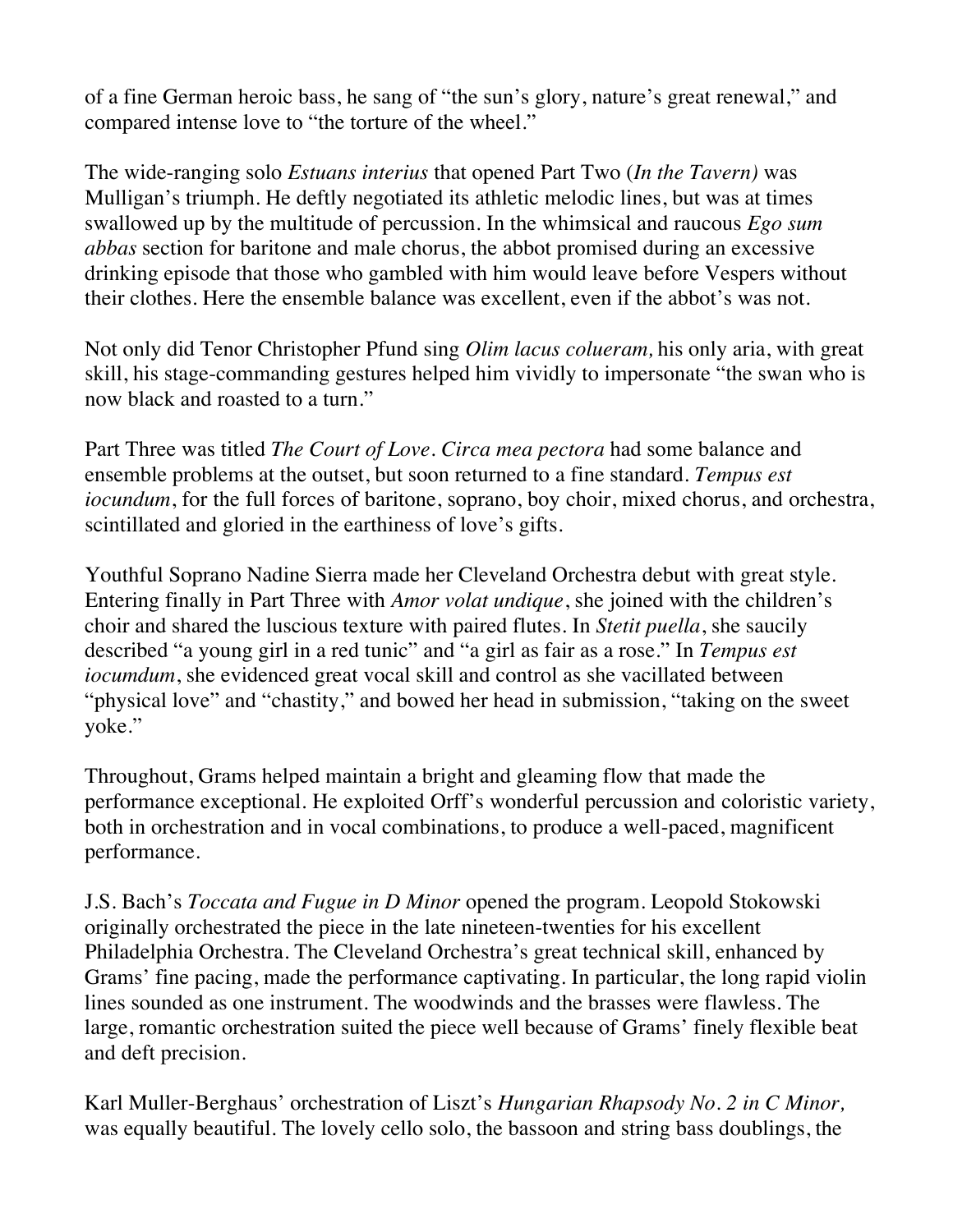of a fine German heroic bass, he sang of "the sun's glory, nature's great renewal," and compared intense love to "the torture of the wheel."

The wide-ranging solo *Estuans interius* that opened Part Two (*In the Tavern)* was Mulligan's triumph. He deftly negotiated its athletic melodic lines, but was at times swallowed up by the multitude of percussion. In the whimsical and raucous *Ego sum abbas* section for baritone and male chorus, the abbot promised during an excessive drinking episode that those who gambled with him would leave before Vespers without their clothes. Here the ensemble balance was excellent, even if the abbot's was not.

Not only did Tenor Christopher Pfund sing *Olim lacus colueram,* his only aria, with great skill, his stage-commanding gestures helped him vividly to impersonate "the swan who is now black and roasted to a turn."

Part Three was titled *The Court of Love*. *Circa mea pectora* had some balance and ensemble problems at the outset, but soon returned to a fine standard. *Tempus est iocundum*, for the full forces of baritone, soprano, boy choir, mixed chorus, and orchestra, scintillated and gloried in the earthiness of love's gifts.

Youthful Soprano Nadine Sierra made her Cleveland Orchestra debut with great style. Entering finally in Part Three with *Amor volat undique*, she joined with the children's choir and shared the luscious texture with paired flutes. In *Stetit puella*, she saucily described "a young girl in a red tunic" and "a girl as fair as a rose." In *Tempus est iocumdum*, she evidenced great vocal skill and control as she vacillated between "physical love" and "chastity," and bowed her head in submission, "taking on the sweet yoke."

Throughout, Grams helped maintain a bright and gleaming flow that made the performance exceptional. He exploited Orff's wonderful percussion and coloristic variety, both in orchestration and in vocal combinations, to produce a well-paced, magnificent performance.

J.S. Bach's *Toccata and Fugue in D Minor* opened the program. Leopold Stokowski originally orchestrated the piece in the late nineteen-twenties for his excellent Philadelphia Orchestra. The Cleveland Orchestra's great technical skill, enhanced by Grams' fine pacing, made the performance captivating. In particular, the long rapid violin lines sounded as one instrument. The woodwinds and the brasses were flawless. The large, romantic orchestration suited the piece well because of Grams' finely flexible beat and deft precision.

Karl Muller-Berghaus' orchestration of Liszt's *Hungarian Rhapsody No. 2 in C Minor,* was equally beautiful. The lovely cello solo, the bassoon and string bass doublings, the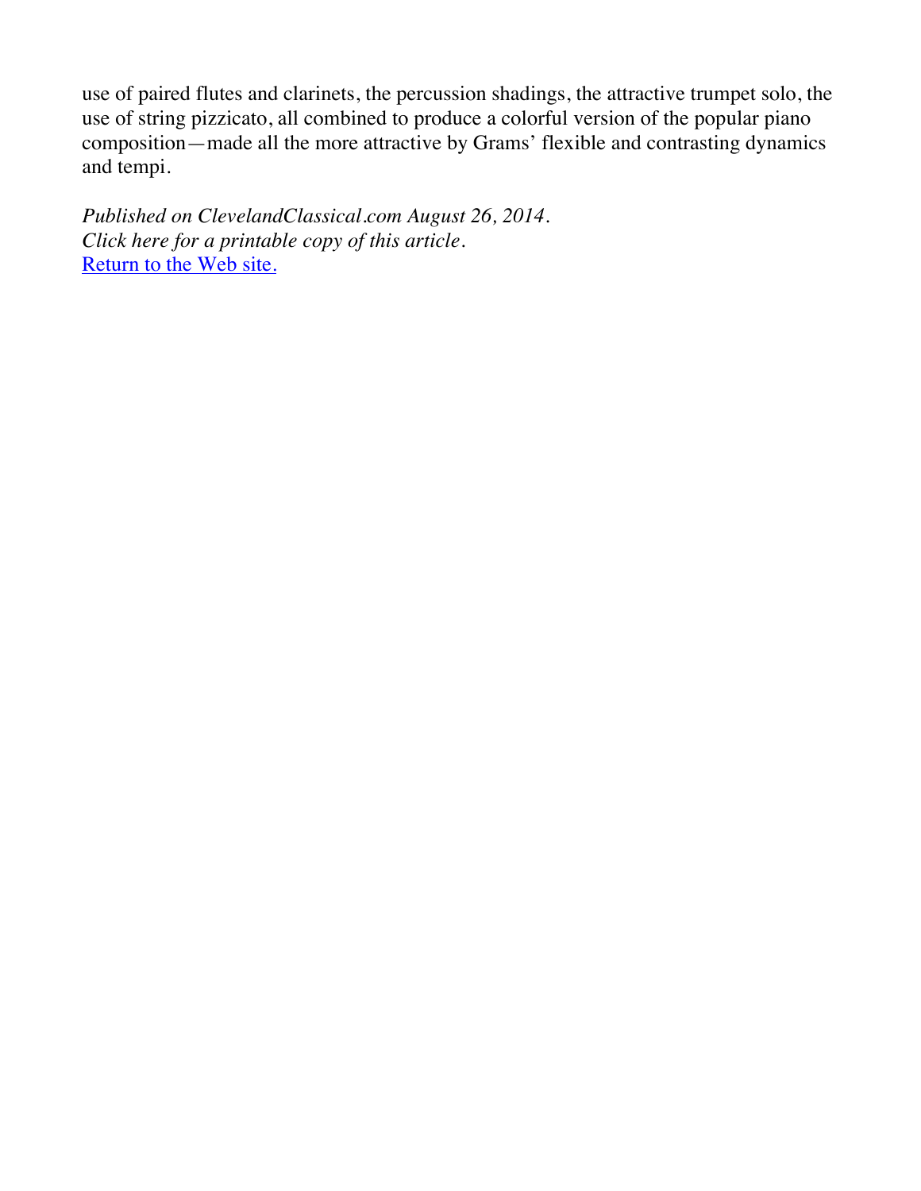use of paired flutes and clarinets, the percussion shadings, the attractive trumpet solo, the use of string pizzicato, all combined to produce a colorful version of the popular piano composition—made all the more attractive by Grams' flexible and contrasting dynamics and tempi.

*Published on ClevelandClassical.com August 26, 2014.*
*Click here for a printable copy of this article.*
Return to the Web site.